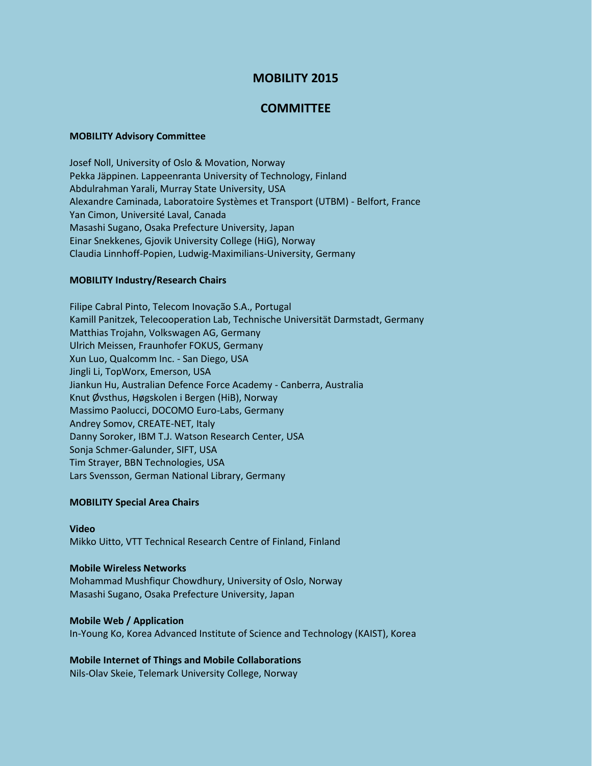# MOBILITY 2015

## COMMITTEE

**MOBILITY Advisory Committee**

Josef Noll, University of Oslo & Movation, Norway
Pekka Jäppinen. Lappeenranta University of Technology, Finland
Abdulrahman Yarali, Murray State University, USA
Alexandre Caminada, Laboratoire Systèmes et Transport (UTBM) - Belfort, France
Yan Cimon, Université Laval, Canada
Masashi Sugano, Osaka Prefecture University, Japan
Einar Snekkenes, Gjovik University College (HiG), Norway
Claudia Linnhoff-Popien, Ludwig-Maximilians-University, Germany

**MOBILITY Industry/Research Chairs**

Filipe Cabral Pinto, Telecom Inovação S.A., Portugal
Kamill Panitzek, Telecooperation Lab, Technische Universität Darmstadt, Germany
Matthias Trojahn, Volkswagen AG, Germany
Ulrich Meissen, Fraunhofer FOKUS, Germany
Xun Luo, Qualcomm Inc. - San Diego, USA
Jingli Li, TopWorx, Emerson, USA
Jiankun Hu, Australian Defence Force Academy - Canberra, Australia
Knut Øvsthus, Høgskolen i Bergen (HiB), Norway
Massimo Paolucci, DOCOMO Euro-Labs, Germany
Andrey Somov, CREATE-NET, Italy
Danny Soroker, IBM T.J. Watson Research Center, USA
Sonja Schmer-Galunder, SIFT, USA
Tim Strayer, BBN Technologies, USA
Lars Svensson, German National Library, Germany

**MOBILITY Special Area Chairs**

**Video**
Mikko Uitto, VTT Technical Research Centre of Finland, Finland

**Mobile Wireless Networks**
Mohammad Mushfiqur Chowdhury, University of Oslo, Norway
Masashi Sugano, Osaka Prefecture University, Japan

**Mobile Web / Application**
In-Young Ko, Korea Advanced Institute of Science and Technology (KAIST), Korea

**Mobile Internet of Things and Mobile Collaborations**
Nils-Olav Skeie, Telemark University College, Norway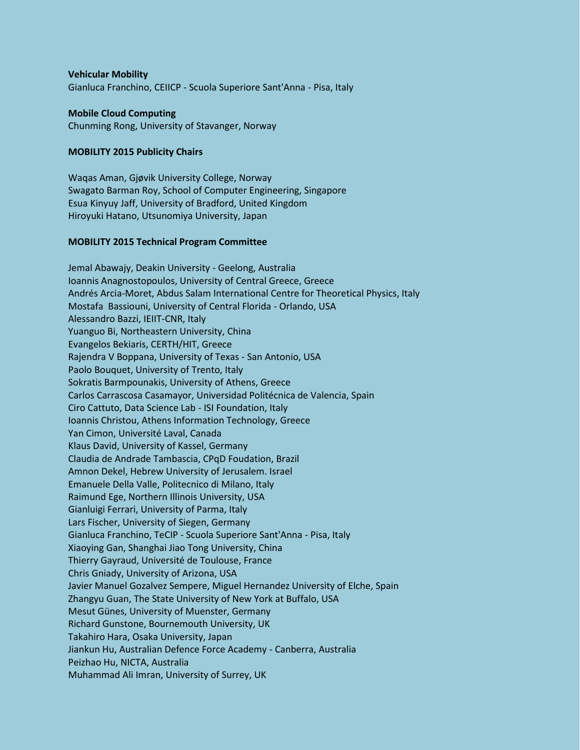**Vehicular Mobility**
Gianluca Franchino, CEIICP - Scuola Superiore Sant'Anna - Pisa, Italy

**Mobile Cloud Computing**
Chunming Rong, University of Stavanger, Norway

**MOBILITY 2015 Publicity Chairs**

Waqas Aman, Gjøvik University College, Norway
Swagato Barman Roy, School of Computer Engineering, Singapore
Esua Kinyuy Jaff, University of Bradford, United Kingdom
Hiroyuki Hatano, Utsunomiya University, Japan

**MOBILITY 2015 Technical Program Committee**

Jemal Abawajy, Deakin University - Geelong, Australia
Ioannis Anagnostopoulos, University of Central Greece, Greece
Andrés Arcia-Moret, Abdus Salam International Centre for Theoretical Physics, Italy
Mostafa Bassiouni, University of Central Florida - Orlando, USA
Alessandro Bazzi, IEIIT-CNR, Italy
Yuanguo Bi, Northeastern University, China
Evangelos Bekiaris, CERTH/HIT, Greece
Rajendra V Boppana, University of Texas - San Antonio, USA
Paolo Bouquet, University of Trento, Italy
Sokratis Barmpounakis, University of Athens, Greece
Carlos Carrascosa Casamayor, Universidad Politécnica de Valencia, Spain
Ciro Cattuto, Data Science Lab - ISI Foundation, Italy
Ioannis Christou, Athens Information Technology, Greece
Yan Cimon, Université Laval, Canada
Klaus David, University of Kassel, Germany
Claudia de Andrade Tambascia, CPqD Foudation, Brazil
Amnon Dekel, Hebrew University of Jerusalem. Israel
Emanuele Della Valle, Politecnico di Milano, Italy
Raimund Ege, Northern Illinois University, USA
Gianluigi Ferrari, University of Parma, Italy
Lars Fischer, University of Siegen, Germany
Gianluca Franchino, TeCIP - Scuola Superiore Sant'Anna - Pisa, Italy
Xiaoying Gan, Shanghai Jiao Tong University, China
Thierry Gayraud, Université de Toulouse, France
Chris Gniady, University of Arizona, USA
Javier Manuel Gozalvez Sempere, Miguel Hernandez University of Elche, Spain
Zhangyu Guan, The State University of New York at Buffalo, USA
Mesut Günes, University of Muenster, Germany
Richard Gunstone, Bournemouth University, UK
Takahiro Hara, Osaka University, Japan
Jiankun Hu, Australian Defence Force Academy - Canberra, Australia
Peizhao Hu, NICTA, Australia
Muhammad Ali Imran, University of Surrey, UK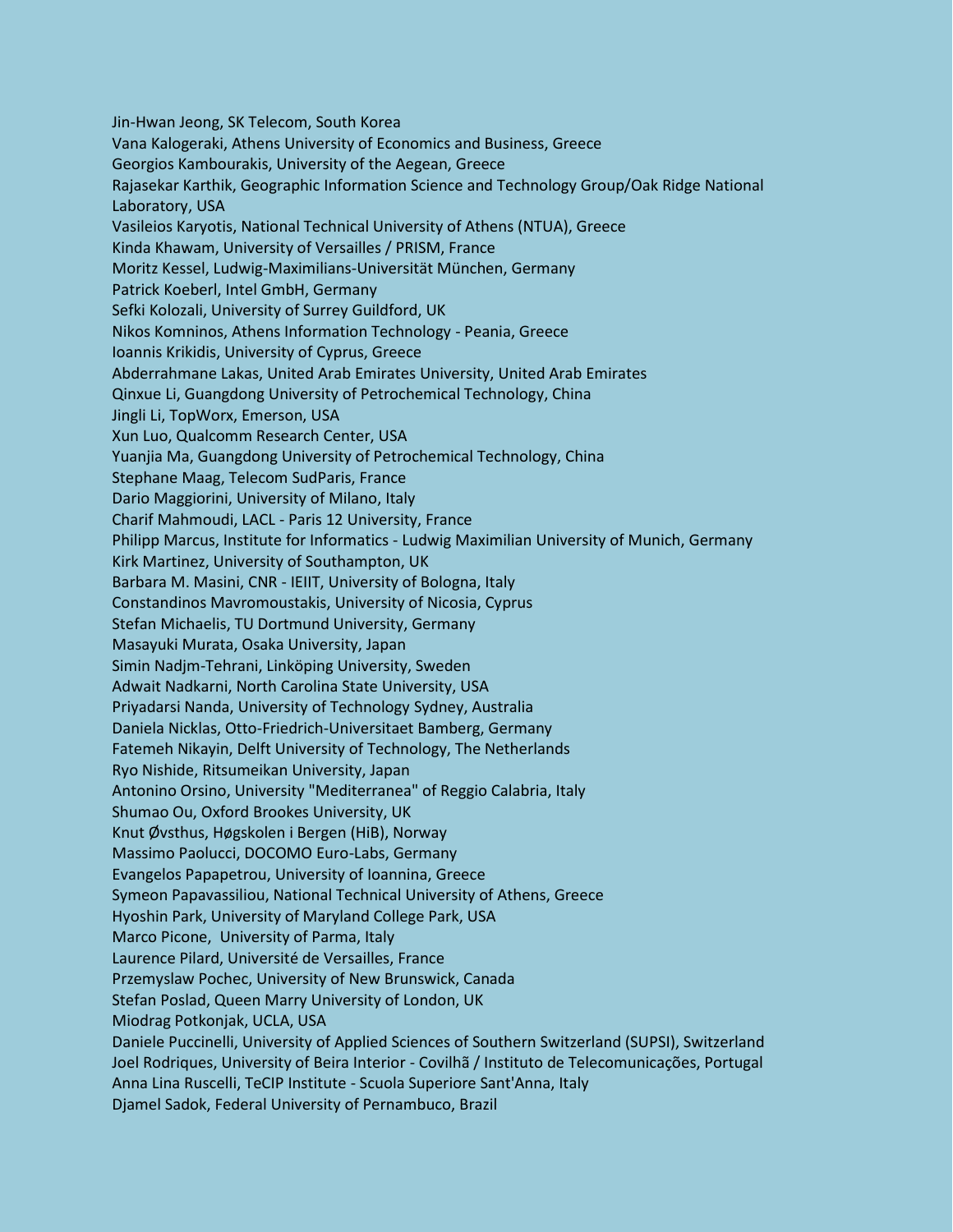Jin-Hwan Jeong, SK Telecom, South Korea
Vana Kalogeraki, Athens University of Economics and Business, Greece
Georgios Kambourakis, University of the Aegean, Greece
Rajasekar Karthik, Geographic Information Science and Technology Group/Oak Ridge National Laboratory, USA
Vasileios Karyotis, National Technical University of Athens (NTUA), Greece
Kinda Khawam, University of Versailles / PRISM, France
Moritz Kessel, Ludwig-Maximilians-Universität München, Germany
Patrick Koeberl, Intel GmbH, Germany
Sefki Kolozali, University of Surrey Guildford, UK
Nikos Komninos, Athens Information Technology - Peania, Greece
Ioannis Krikidis, University of Cyprus, Greece
Abderrahmane Lakas, United Arab Emirates University, United Arab Emirates
Qinxue Li, Guangdong University of Petrochemical Technology, China
Jingli Li, TopWorx, Emerson, USA
Xun Luo, Qualcomm Research Center, USA
Yuanjia Ma, Guangdong University of Petrochemical Technology, China
Stephane Maag, Telecom SudParis, France
Dario Maggiorini, University of Milano, Italy
Charif Mahmoudi, LACL - Paris 12 University, France
Philipp Marcus, Institute for Informatics - Ludwig Maximilian University of Munich, Germany
Kirk Martinez, University of Southampton, UK
Barbara M. Masini, CNR - IEIIT, University of Bologna, Italy
Constandinos Mavromoustakis, University of Nicosia, Cyprus
Stefan Michaelis, TU Dortmund University, Germany
Masayuki Murata, Osaka University, Japan
Simin Nadjm-Tehrani, Linköping University, Sweden
Adwait Nadkarni, North Carolina State University, USA
Priyadarsi Nanda, University of Technology Sydney, Australia
Daniela Nicklas, Otto-Friedrich-Universitaet Bamberg, Germany
Fatemeh Nikayin, Delft University of Technology, The Netherlands
Ryo Nishide, Ritsumeikan University, Japan
Antonino Orsino, University "Mediterranea" of Reggio Calabria, Italy
Shumao Ou, Oxford Brookes University, UK
Knut Øvsthus, Høgskolen i Bergen (HiB), Norway
Massimo Paolucci, DOCOMO Euro-Labs, Germany
Evangelos Papapetrou, University of Ioannina, Greece
Symeon Papavassiliou, National Technical University of Athens, Greece
Hyoshin Park, University of Maryland College Park, USA
Marco Picone, University of Parma, Italy
Laurence Pilard, Université de Versailles, France
Przemyslaw Pochec, University of New Brunswick, Canada
Stefan Poslad, Queen Marry University of London, UK
Miodrag Potkonjak, UCLA, USA
Daniele Puccinelli, University of Applied Sciences of Southern Switzerland (SUPSI), Switzerland
Joel Rodriques, University of Beira Interior - Covilhã / Instituto de Telecomunicações, Portugal
Anna Lina Ruscelli, TeCIP Institute - Scuola Superiore Sant'Anna, Italy
Djamel Sadok, Federal University of Pernambuco, Brazil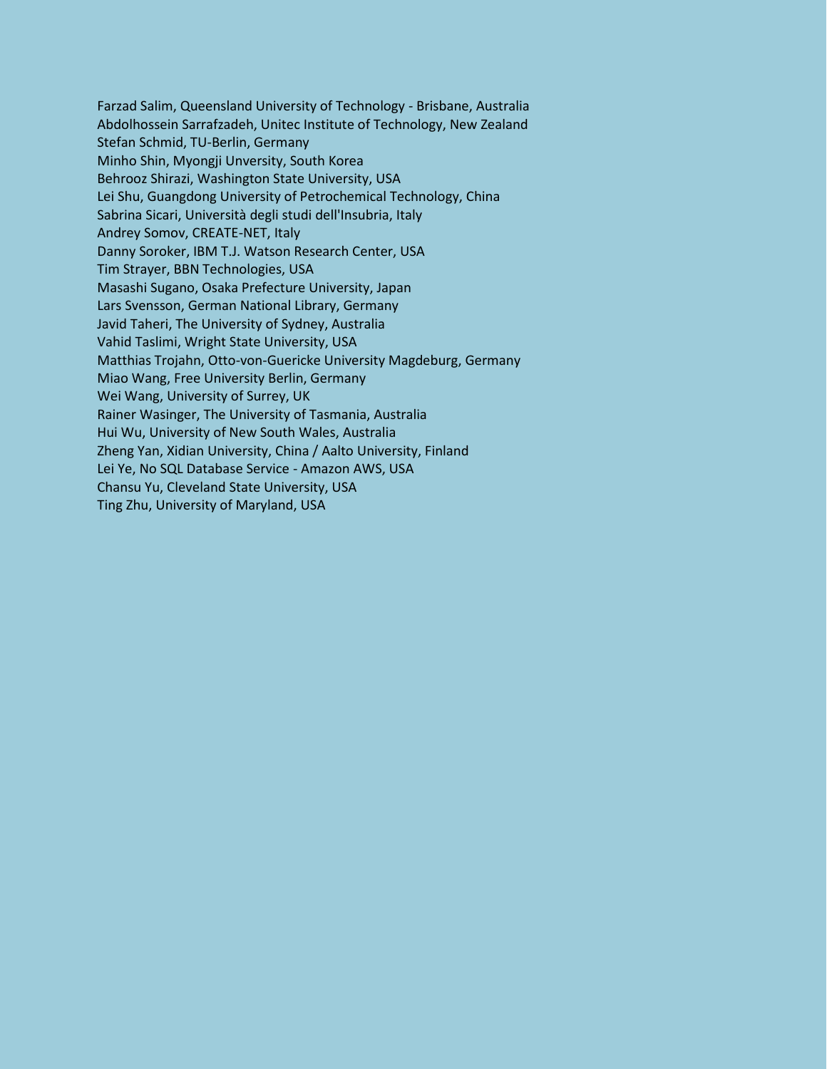Farzad Salim, Queensland University of Technology - Brisbane, Australia
Abdolhossein Sarrafzadeh, Unitec Institute of Technology, New Zealand
Stefan Schmid, TU-Berlin, Germany
Minho Shin, Myongji Unversity, South Korea
Behrooz Shirazi, Washington State University, USA
Lei Shu, Guangdong University of Petrochemical Technology, China
Sabrina Sicari, Università degli studi dell'Insubria, Italy
Andrey Somov, CREATE-NET, Italy
Danny Soroker, IBM T.J. Watson Research Center, USA
Tim Strayer, BBN Technologies, USA
Masashi Sugano, Osaka Prefecture University, Japan
Lars Svensson, German National Library, Germany
Javid Taheri, The University of Sydney, Australia
Vahid Taslimi, Wright State University, USA
Matthias Trojahn, Otto-von-Guericke University Magdeburg, Germany
Miao Wang, Free University Berlin, Germany
Wei Wang, University of Surrey, UK
Rainer Wasinger, The University of Tasmania, Australia
Hui Wu, University of New South Wales, Australia
Zheng Yan, Xidian University, China / Aalto University, Finland
Lei Ye, No SQL Database Service - Amazon AWS, USA
Chansu Yu, Cleveland State University, USA
Ting Zhu, University of Maryland, USA